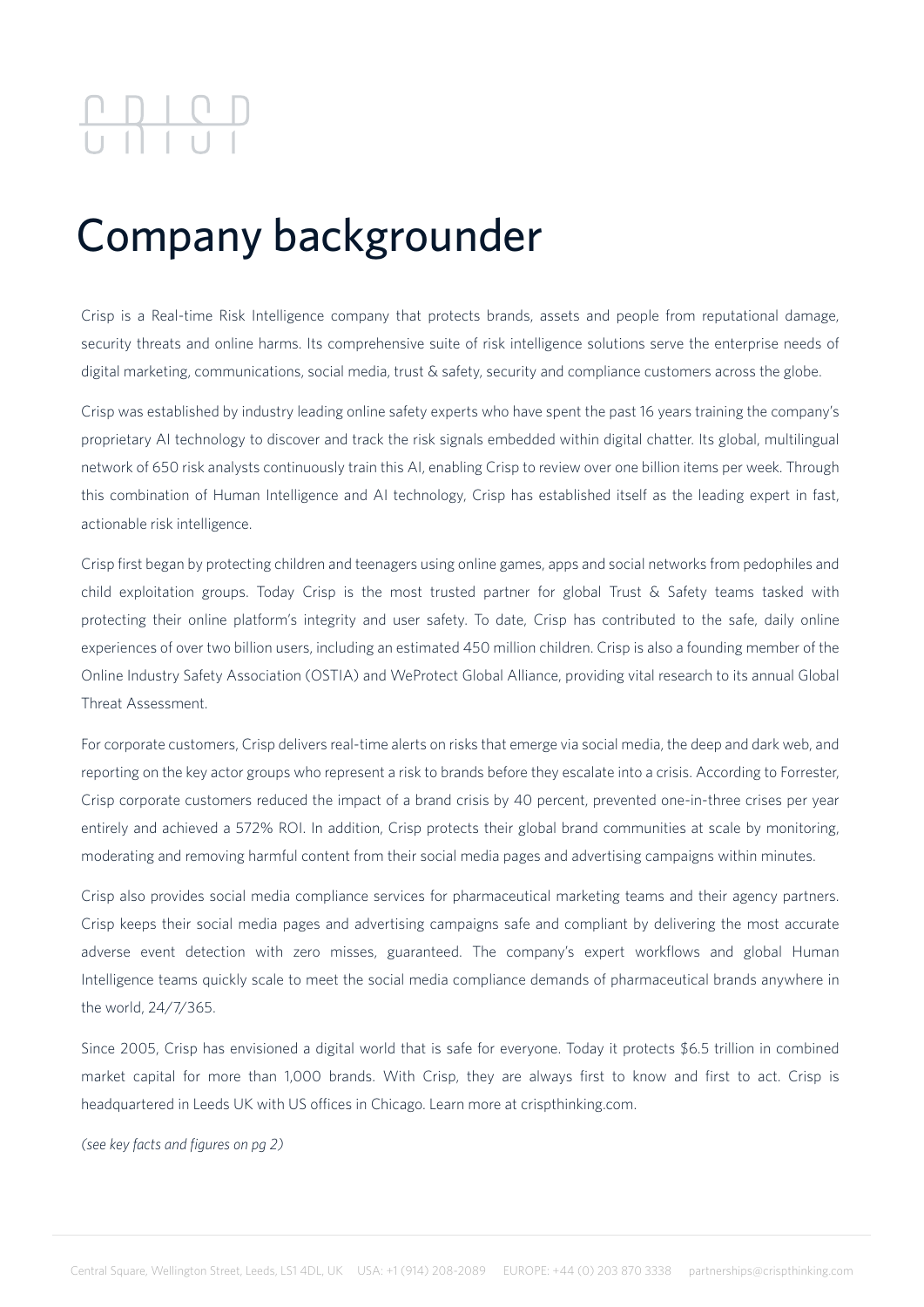CRISP

# Company backgrounder

Crisp is a Real-time Risk Intelligence company that protects brands, assets and people from reputational damage, security threats and online harms. Its comprehensive suite of risk intelligence solutions serve the enterprise needs of digital marketing, communications, social media, trust & safety, security and compliance customers across the globe.

Crisp was established by industry leading online safety experts who have spent the past 16 years training the company's proprietary AI technology to discover and track the risk signals embedded within digital chatter. Its global, multilingual network of 650 risk analysts continuously train this AI, enabling Crisp to review over one billion items per week. Through this combination of Human Intelligence and AI technology, Crisp has established itself as the leading expert in fast, actionable risk intelligence.

Crisp first began by protecting children and teenagers using online games, apps and social networks from pedophiles and child exploitation groups. Today Crisp is the most trusted partner for global Trust & Safety teams tasked with protecting their online platform's integrity and user safety. To date, Crisp has contributed to the safe, daily online experiences of over two billion users, including an estimated 450 million children. Crisp is also a founding member of the Online Industry Safety Association (OSTIA) and WeProtect Global Alliance, providing vital research to its annual Global Threat Assessment.

For corporate customers, Crisp delivers real-time alerts on risks that emerge via social media, the deep and dark web, and reporting on the key actor groups who represent a risk to brands before they escalate into a crisis. According to Forrester, Crisp corporate customers reduced the impact of a brand crisis by 40 percent, prevented one-in-three crises per year entirely and achieved a 572% ROI. In addition, Crisp protects their global brand communities at scale by monitoring, moderating and removing harmful content from their social media pages and advertising campaigns within minutes.

Crisp also provides social media compliance services for pharmaceutical marketing teams and their agency partners. Crisp keeps their social media pages and advertising campaigns safe and compliant by delivering the most accurate adverse event detection with zero misses, guaranteed. The company's expert workflows and global Human Intelligence teams quickly scale to meet the social media compliance demands of pharmaceutical brands anywhere in the world, 24/7/365.

Since 2005, Crisp has envisioned a digital world that is safe for everyone. Today it protects $6.5 trillion in combined market capital for more than 1,000 brands. With Crisp, they are always first to know and first to act. Crisp is headquartered in Leeds UK with US offices in Chicago. Learn more at crispthinking.com.

*(see key facts and figures on pg 2)*

Central Square, Wellington Street, Leeds, LS1 4DL, UK   USA: +1 (914) 208-2089   EUROPE: +44 (0) 203 870 3338   partnerships@crispthinking.com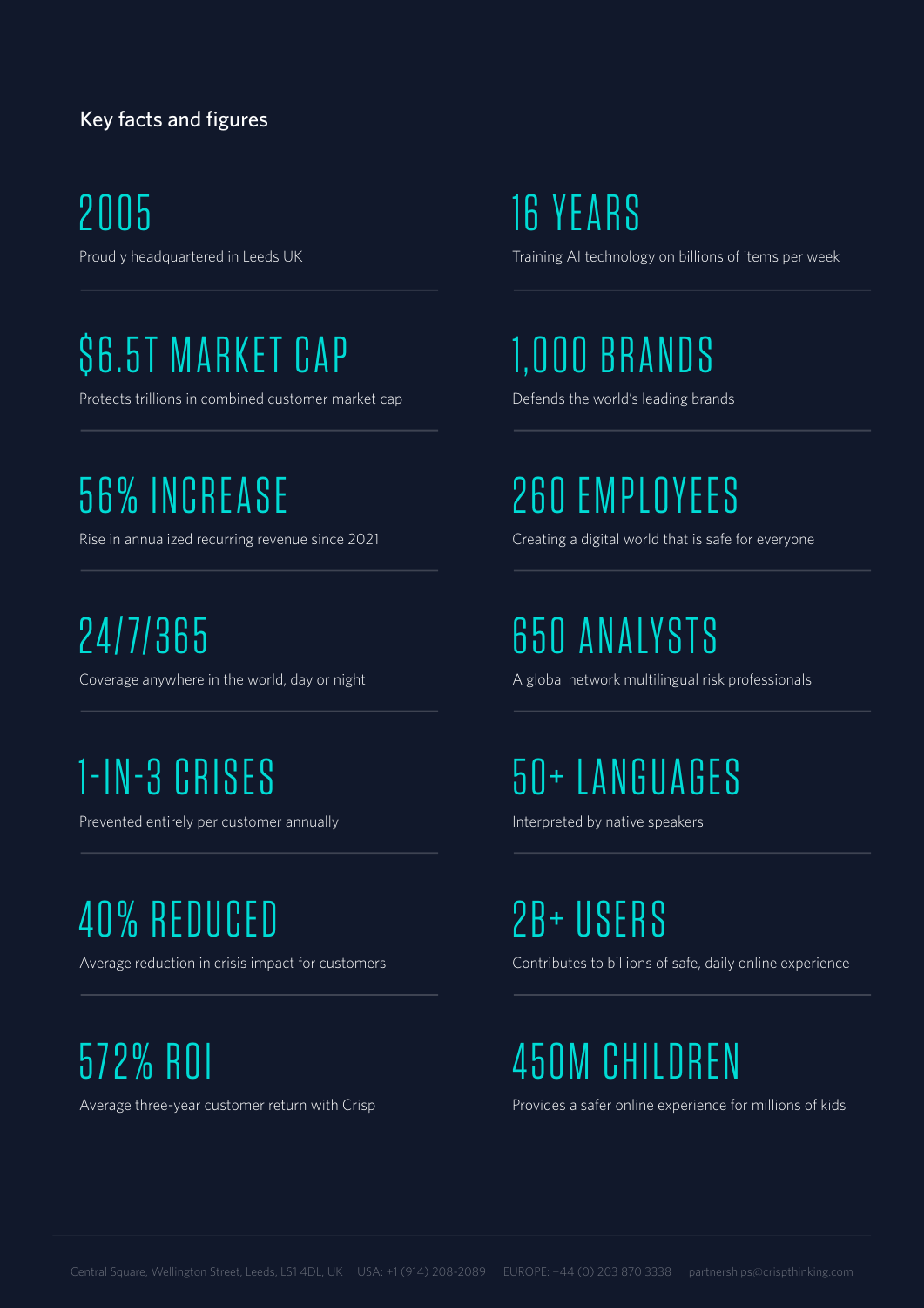## Key facts and figures

### 2005

Proudly headquartered in Leeds UK

### $6.5T MARKET CAP

Protects trillions in combined customer market cap

### 56% INCREASE

Rise in annualized recurring revenue since 2021

### 24/7/365

Coverage anywhere in the world, day or night

### 1-IN-3 CRISES

Prevented entirely per customer annually

### 40% REDUCED

Average reduction in crisis impact for customers

### 572% ROI

Average three-year customer return with Crisp

### 16 YEARS

Training AI technology on billions of items per week

### 1,000 BRANDS

Defends the world's leading brands

### 260 EMPLOYEES

Creating a digital world that is safe for everyone

### 650 ANALYSTS

A global network multilingual risk professionals

### 50+ LANGUAGES

Interpreted by native speakers

### 2B+ USERS

Contributes to billions of safe, daily online experience

### 450M CHILDREN

Provides a safer online experience for millions of kids

Central Square, Wellington Street, Leeds, LS1 4DL, UK USA: +1 (914) 208-2089 EUROPE: +44 (0) 203 870 3338 partnerships@crispthinking.com